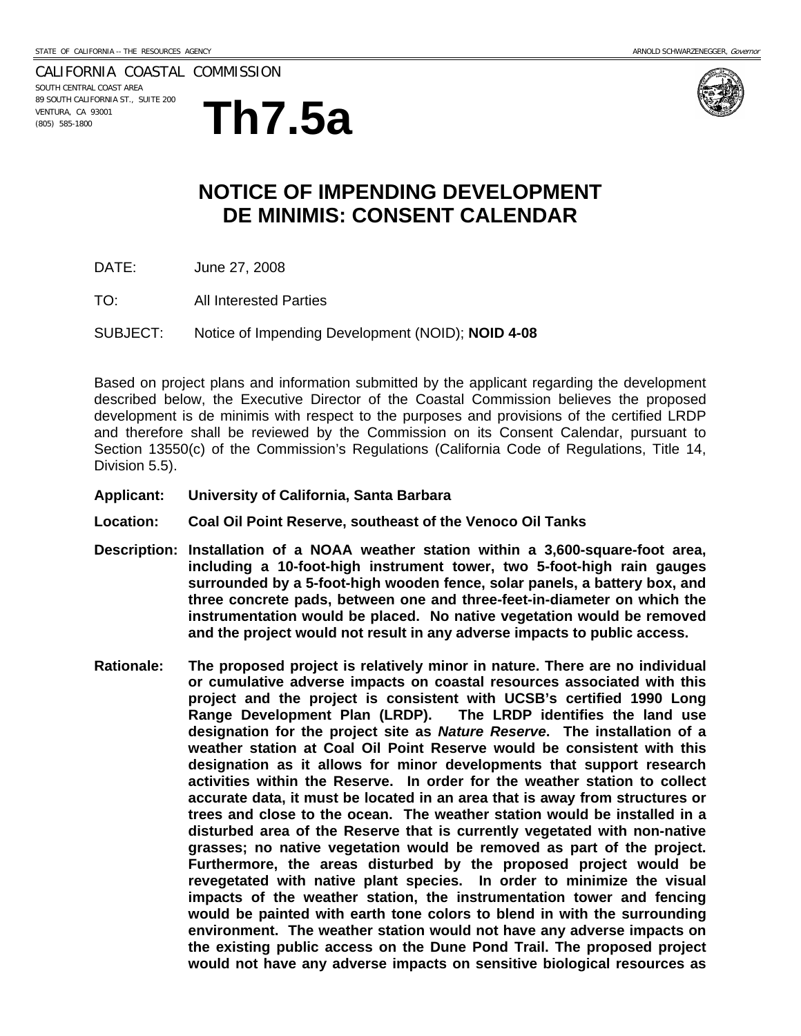STATE OF CALIFORNIA -- THE RESOURCES AGENCY

ARNOLD SCHWARZENEGGER, *Governor*

CALIFORNIA COASTAL COMMISSION
SOUTH CENTRAL COAST AREA
89 SOUTH CALIFORNIA ST., SUITE 200
VENTURA, CA 93001
(805) 585-1800

# Th7.5a

## NOTICE OF IMPENDING DEVELOPMENT DE MINIMIS: CONSENT CALENDAR

DATE: June 27, 2008

TO: All Interested Parties

SUBJECT: Notice of Impending Development (NOID); **NOID 4-08**

Based on project plans and information submitted by the applicant regarding the development described below, the Executive Director of the Coastal Commission believes the proposed development is de minimis with respect to the purposes and provisions of the certified LRDP and therefore shall be reviewed by the Commission on its Consent Calendar, pursuant to Section 13550(c) of the Commission's Regulations (California Code of Regulations, Title 14, Division 5.5).

**Applicant: University of California, Santa Barbara**

**Location: Coal Oil Point Reserve, southeast of the Venoco Oil Tanks**

**Description: Installation of a NOAA weather station within a 3,600-square-foot area, including a 10-foot-high instrument tower, two 5-foot-high rain gauges surrounded by a 5-foot-high wooden fence, solar panels, a battery box, and three concrete pads, between one and three-feet-in-diameter on which the instrumentation would be placed. No native vegetation would be removed and the project would not result in any adverse impacts to public access.**

**Rationale: The proposed project is relatively minor in nature. There are no individual or cumulative adverse impacts on coastal resources associated with this project and the project is consistent with UCSB's certified 1990 Long Range Development Plan (LRDP). The LRDP identifies the land use designation for the project site as *Nature Reserve*. The installation of a weather station at Coal Oil Point Reserve would be consistent with this designation as it allows for minor developments that support research activities within the Reserve. In order for the weather station to collect accurate data, it must be located in an area that is away from structures or trees and close to the ocean. The weather station would be installed in a disturbed area of the Reserve that is currently vegetated with non-native grasses; no native vegetation would be removed as part of the project. Furthermore, the areas disturbed by the proposed project would be revegetated with native plant species. In order to minimize the visual impacts of the weather station, the instrumentation tower and fencing would be painted with earth tone colors to blend in with the surrounding environment. The weather station would not have any adverse impacts on the existing public access on the Dune Pond Trail. The proposed project would not have any adverse impacts on sensitive biological resources as**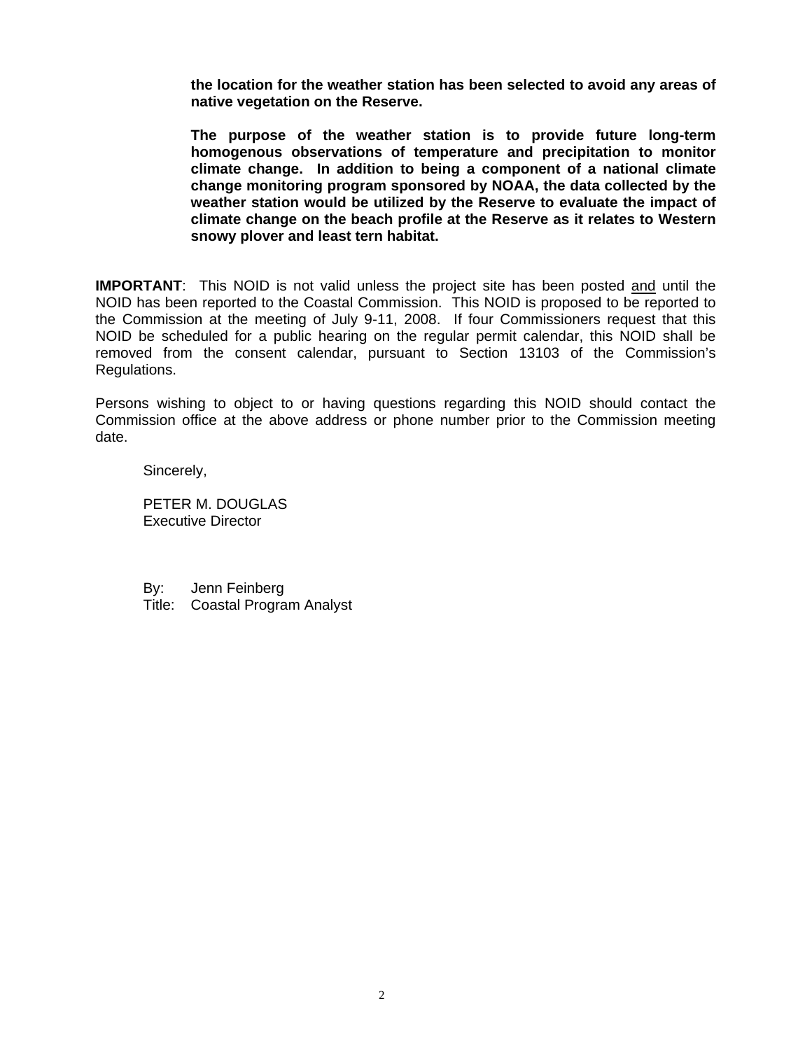**the location for the weather station has been selected to avoid any areas of native vegetation on the Reserve.**

**The purpose of the weather station is to provide future long-term homogenous observations of temperature and precipitation to monitor climate change. In addition to being a component of a national climate change monitoring program sponsored by NOAA, the data collected by the weather station would be utilized by the Reserve to evaluate the impact of climate change on the beach profile at the Reserve as it relates to Western snowy plover and least tern habitat.**

**IMPORTANT**: This NOID is not valid unless the project site has been posted <u>and</u> until the NOID has been reported to the Coastal Commission. This NOID is proposed to be reported to the Commission at the meeting of July 9-11, 2008. If four Commissioners request that this NOID be scheduled for a public hearing on the regular permit calendar, this NOID shall be removed from the consent calendar, pursuant to Section 13103 of the Commission's Regulations.

Persons wishing to object to or having questions regarding this NOID should contact the Commission office at the above address or phone number prior to the Commission meeting date.

Sincerely,

PETER M. DOUGLAS
Executive Director

By: Jenn Feinberg
Title: Coastal Program Analyst